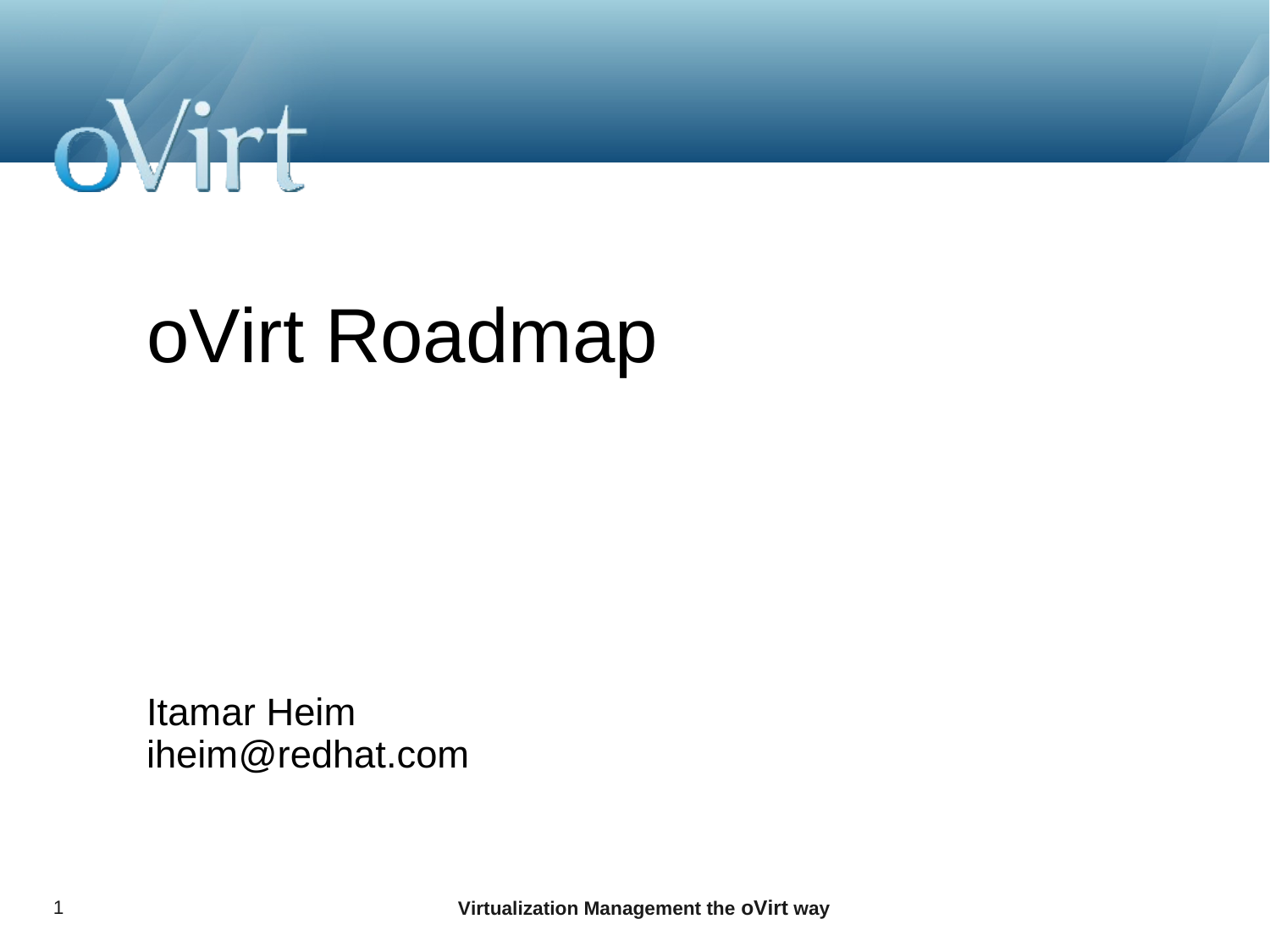# oVirt Roadmap

Itamar Heim
iheim@redhat.com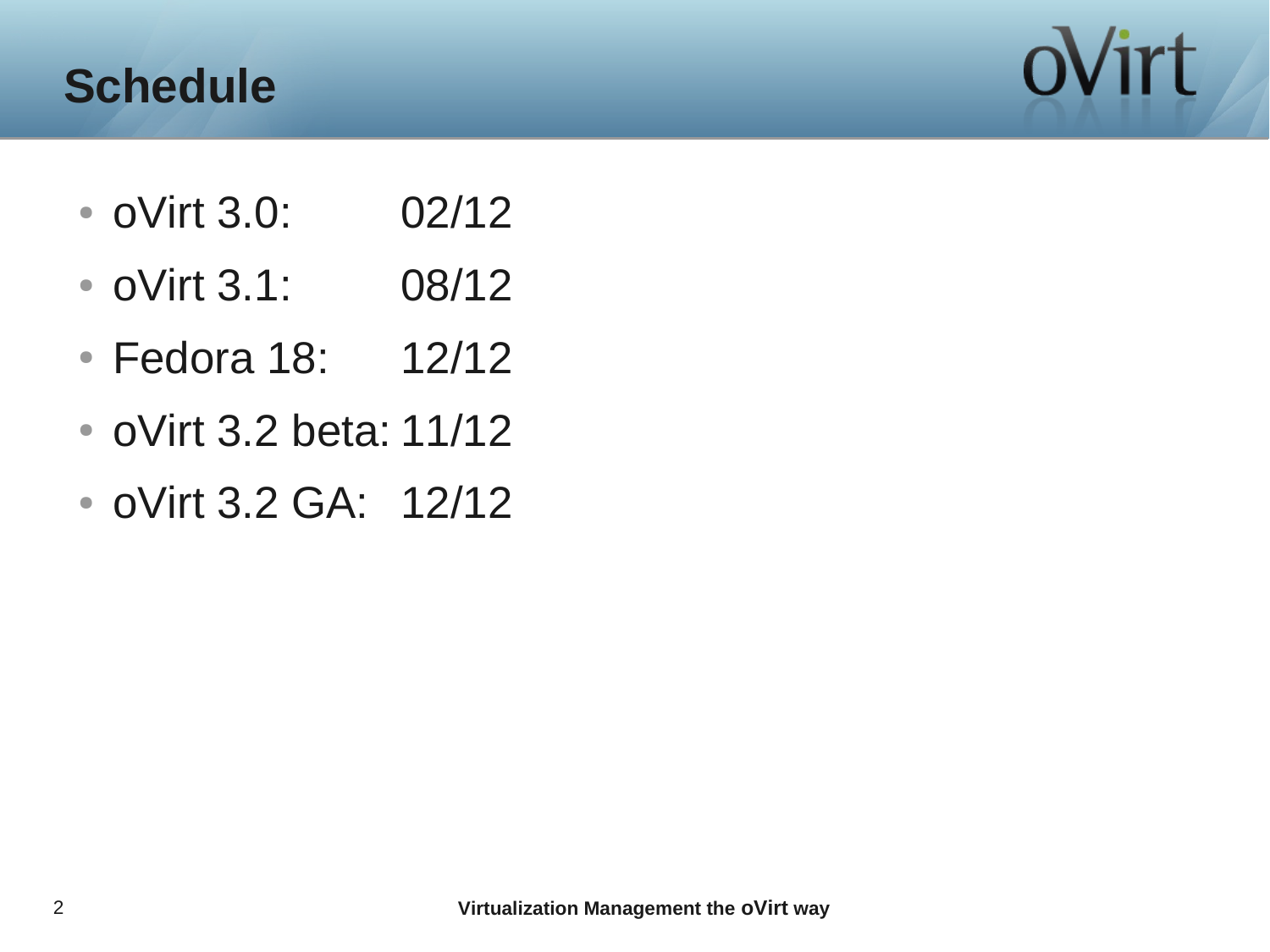# Schedule

- oVirt 3.0: 02/12
- oVirt 3.1: 08/12
- Fedora 18: 12/12
- oVirt 3.2 beta: 11/12
- oVirt 3.2 GA: 12/12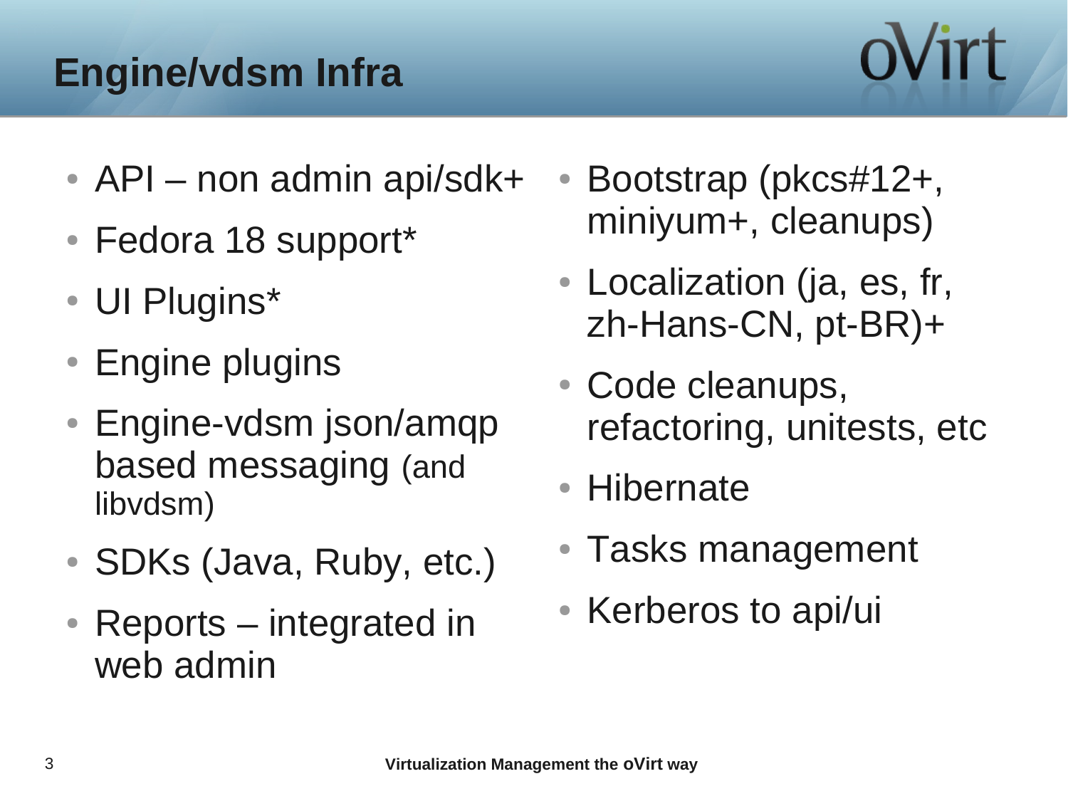# Engine/vdsm Infra

- API – non admin api/sdk+
- Fedora 18 support*
- UI Plugins*
- Engine plugins
- Engine-vdsm json/amqp based messaging (and libvdsm)
- SDKs (Java, Ruby, etc.)
- Reports – integrated in web admin
- Bootstrap (pkcs#12+, miniyum+, cleanups)
- Localization (ja, es, fr, zh-Hans-CN, pt-BR)+
- Code cleanups, refactoring, unitests, etc
- Hibernate
- Tasks management
- Kerberos to api/ui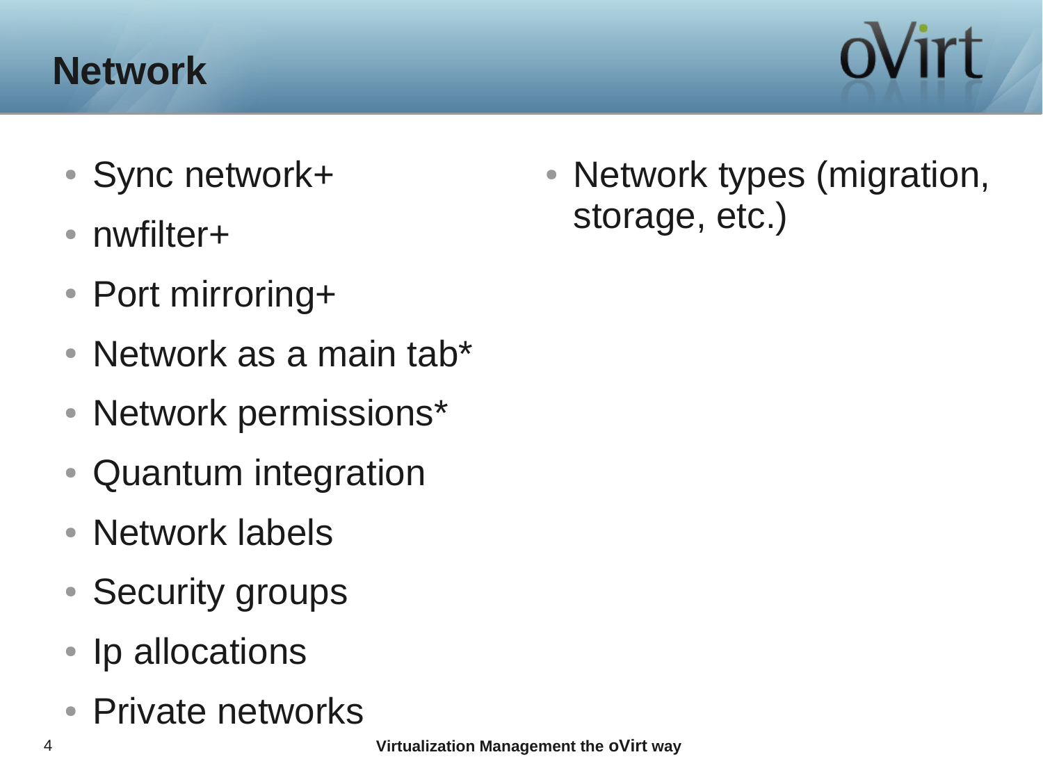# Network

- Sync network+
- nwfilter+
- Port mirroring+
- Network as a main tab*
- Network permissions*
- Quantum integration
- Network labels
- Security groups
- Ip allocations
- Private networks
- Network types (migration, storage, etc.)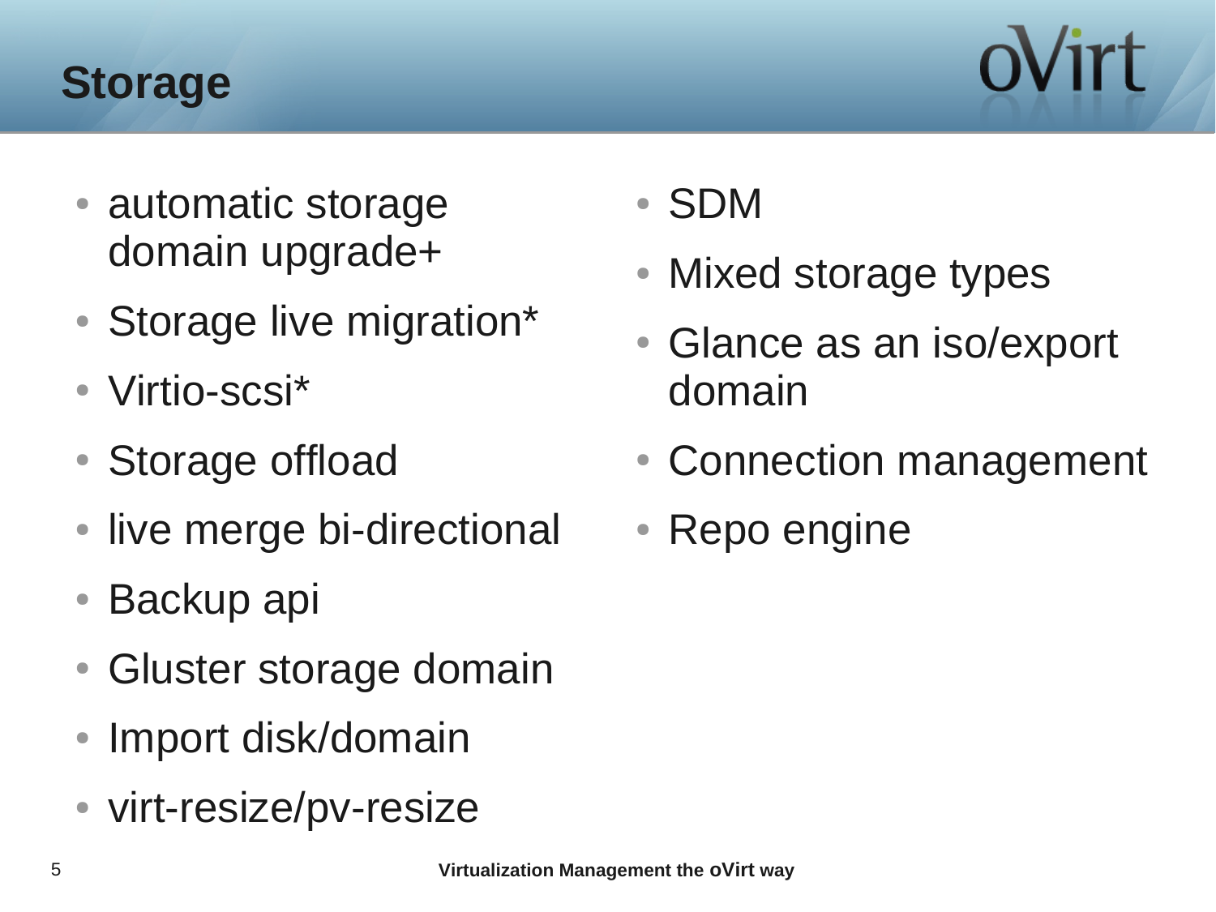# Storage

- automatic storage domain upgrade+
- Storage live migration*
- Virtio-scsi*
- Storage offload
- live merge bi-directional
- Backup api
- Gluster storage domain
- Import disk/domain
- virt-resize/pv-resize
- SDM
- Mixed storage types
- Glance as an iso/export domain
- Connection management
- Repo engine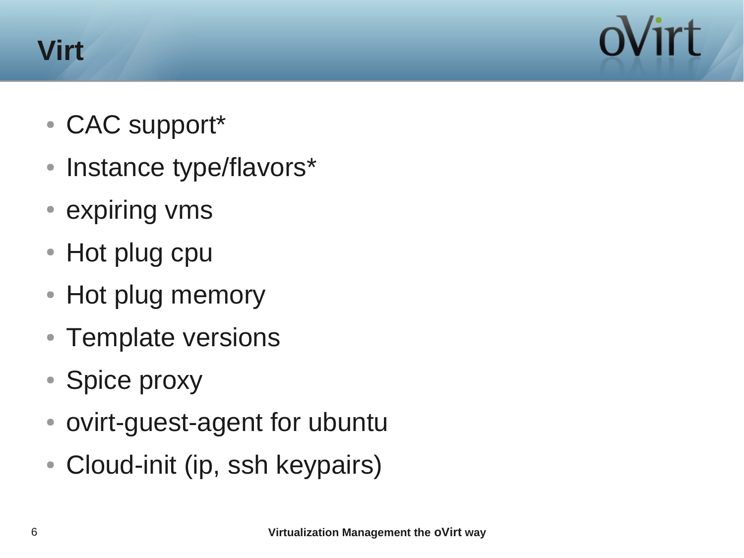# Virt

- CAC support*
- Instance type/flavors*
- expiring vms
- Hot plug cpu
- Hot plug memory
- Template versions
- Spice proxy
- ovirt-guest-agent for ubuntu
- Cloud-init (ip, ssh keypairs)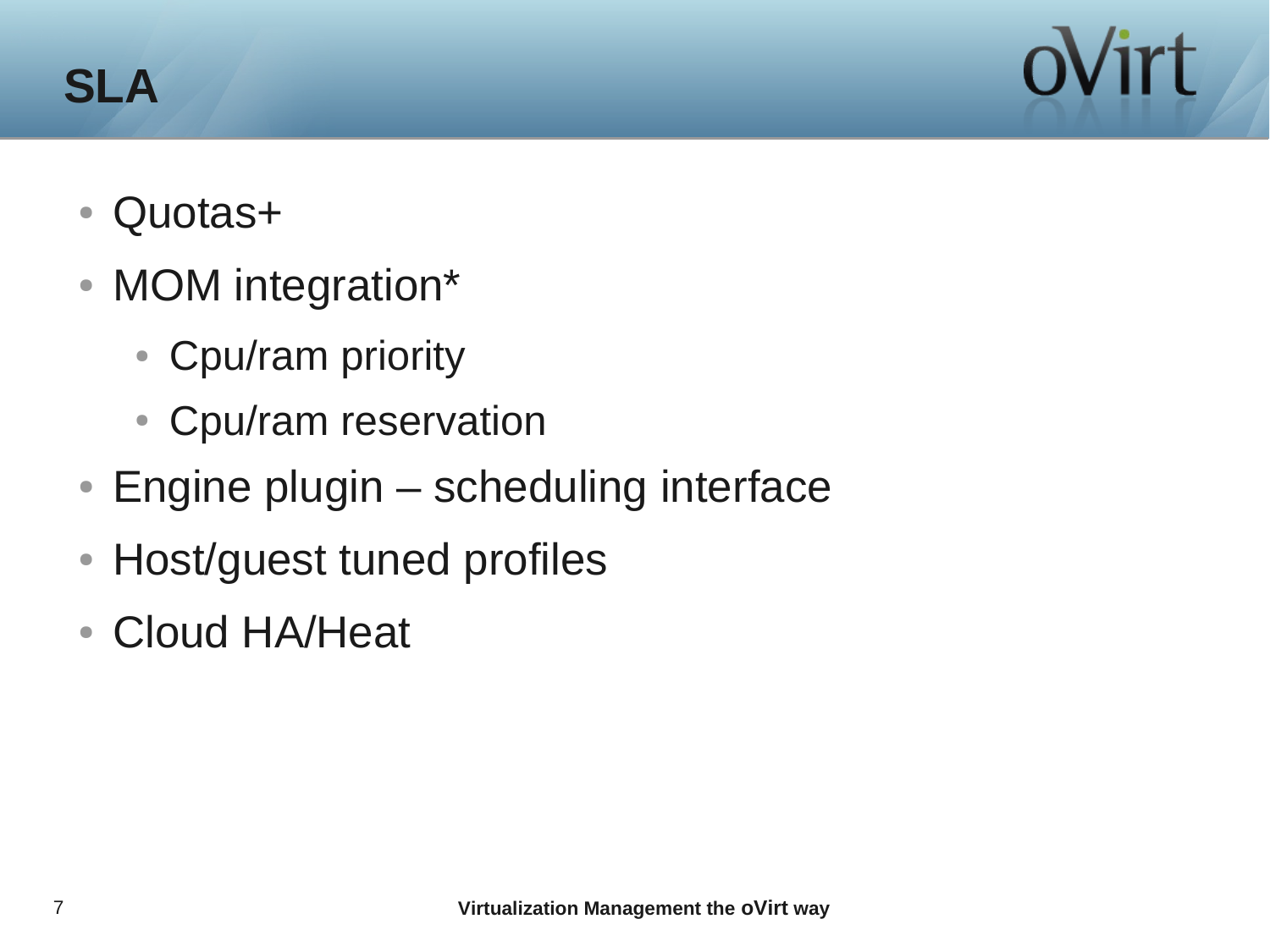# SLA

- Quotas+
- MOM integration*
  - Cpu/ram priority
  - Cpu/ram reservation
- Engine plugin – scheduling interface
- Host/guest tuned profiles
- Cloud HA/Heat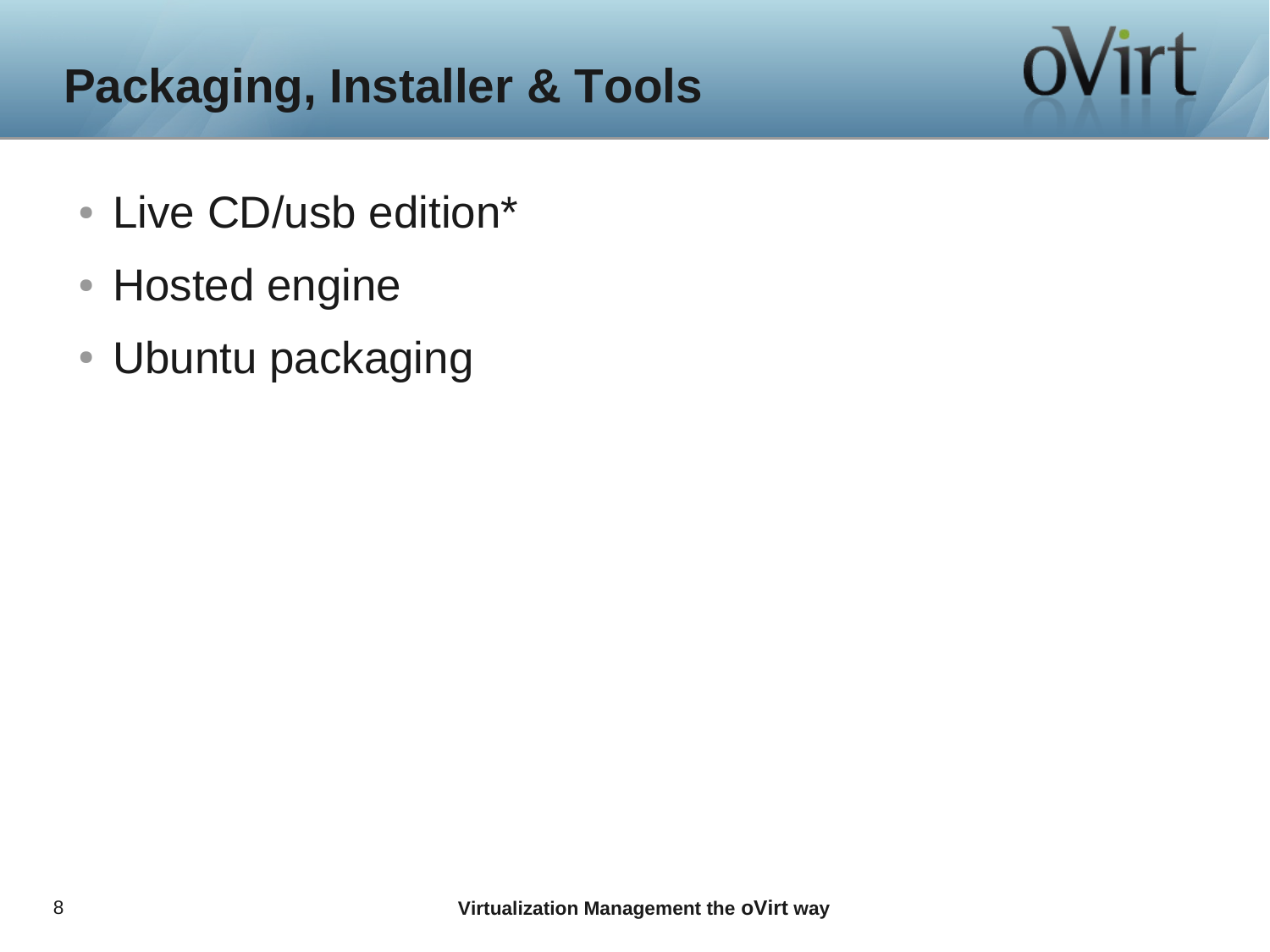# Packaging, Installer & Tools

- Live CD/usb edition*
- Hosted engine
- Ubuntu packaging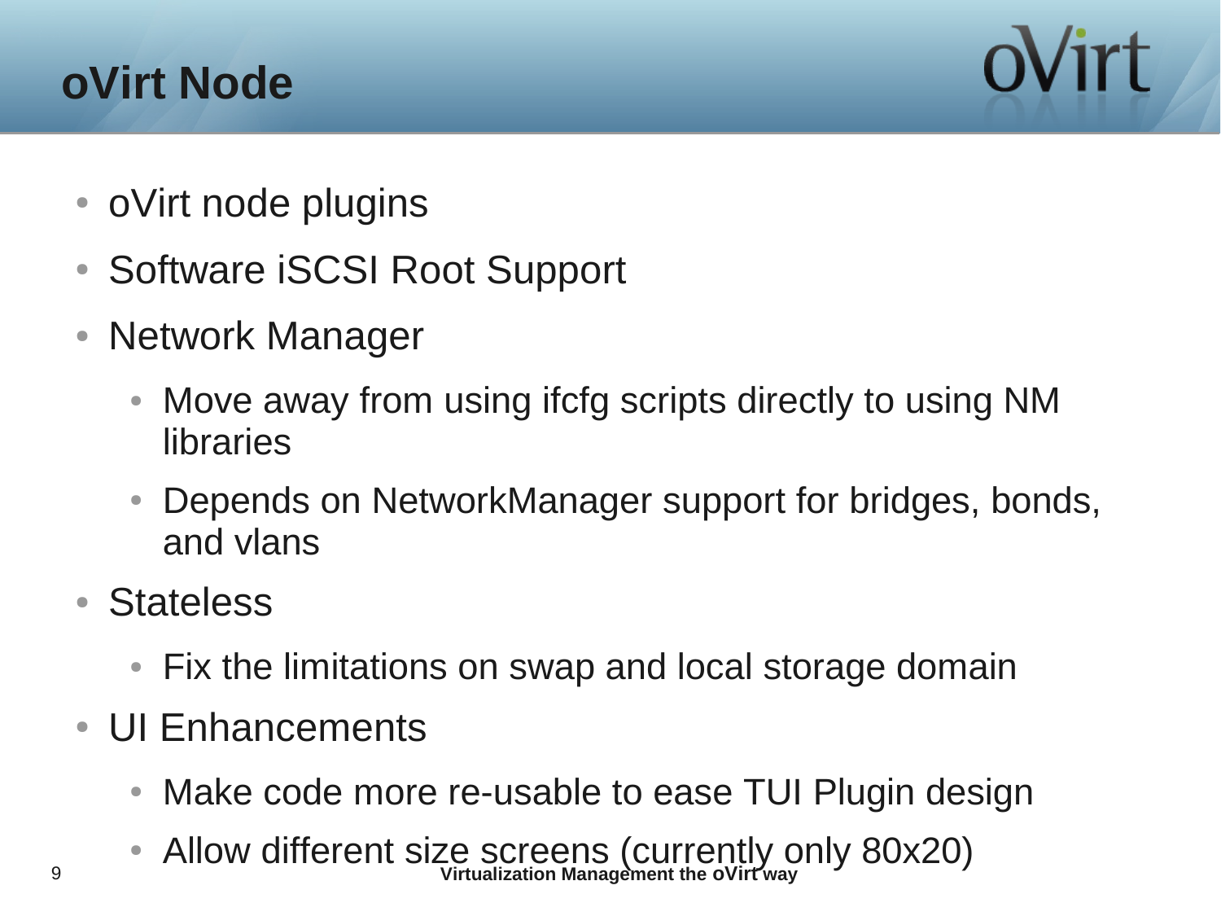# oVirt Node

- oVirt node plugins
- Software iSCSI Root Support
- Network Manager
  - Move away from using ifcfg scripts directly to using NM libraries
  - Depends on NetworkManager support for bridges, bonds, and vlans
- Stateless
  - Fix the limitations on swap and local storage domain
- UI Enhancements
  - Make code more re-usable to ease TUI Plugin design
  - Allow different size screens (currently only 80x20)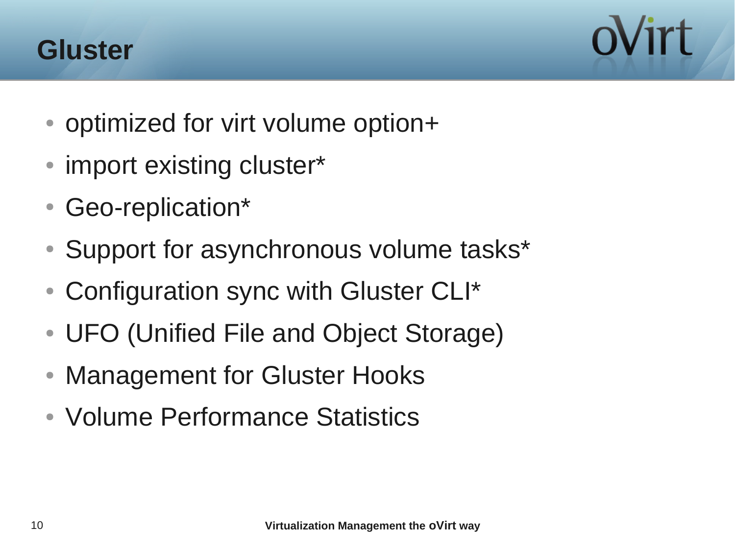# Gluster

- optimized for virt volume option+
- import existing cluster*
- Geo-replication*
- Support for asynchronous volume tasks*
- Configuration sync with Gluster CLI*
- UFO (Unified File and Object Storage)
- Management for Gluster Hooks
- Volume Performance Statistics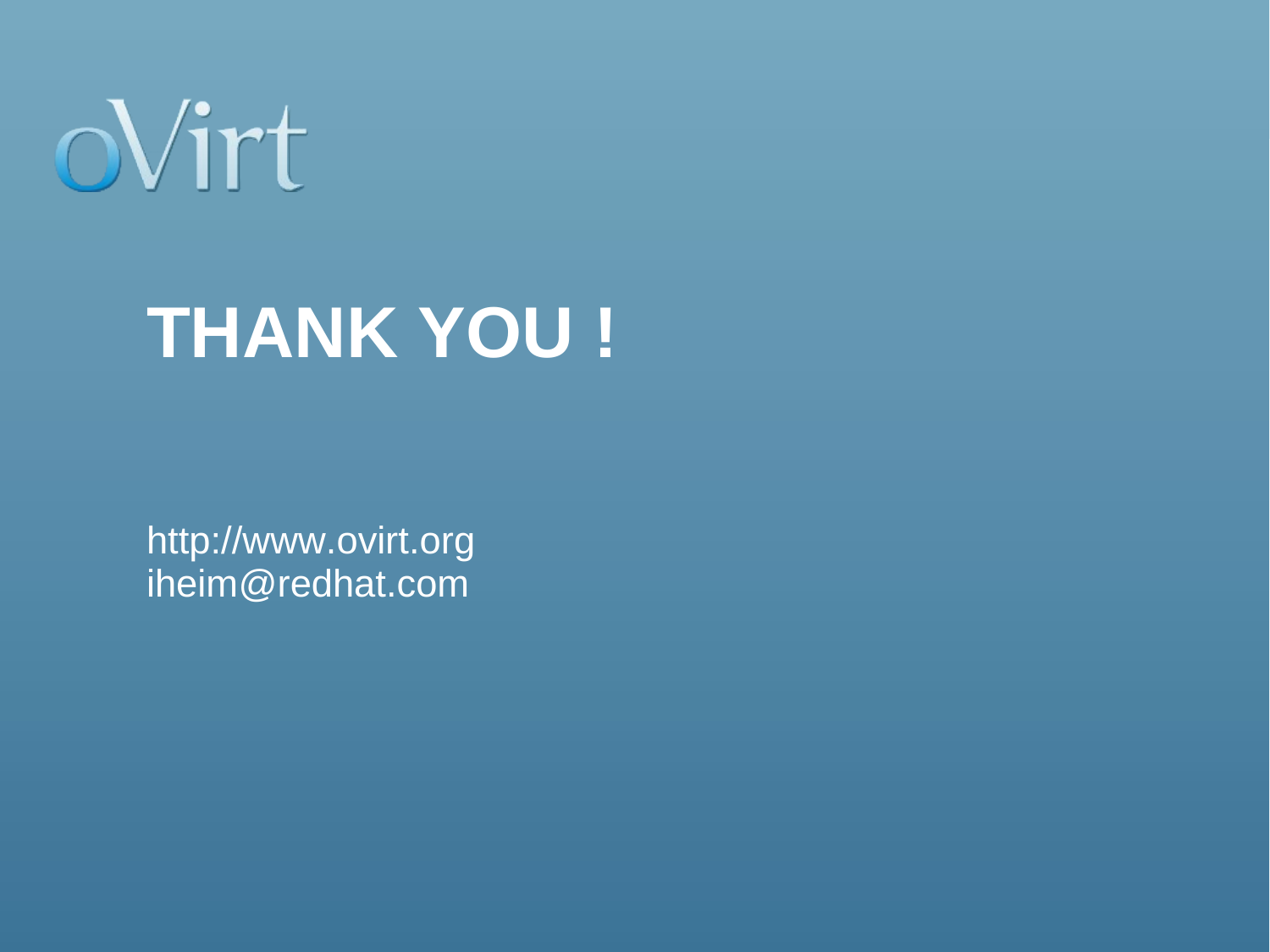oVirt

# THANK YOU !

http://www.ovirt.org
iheim@redhat.com